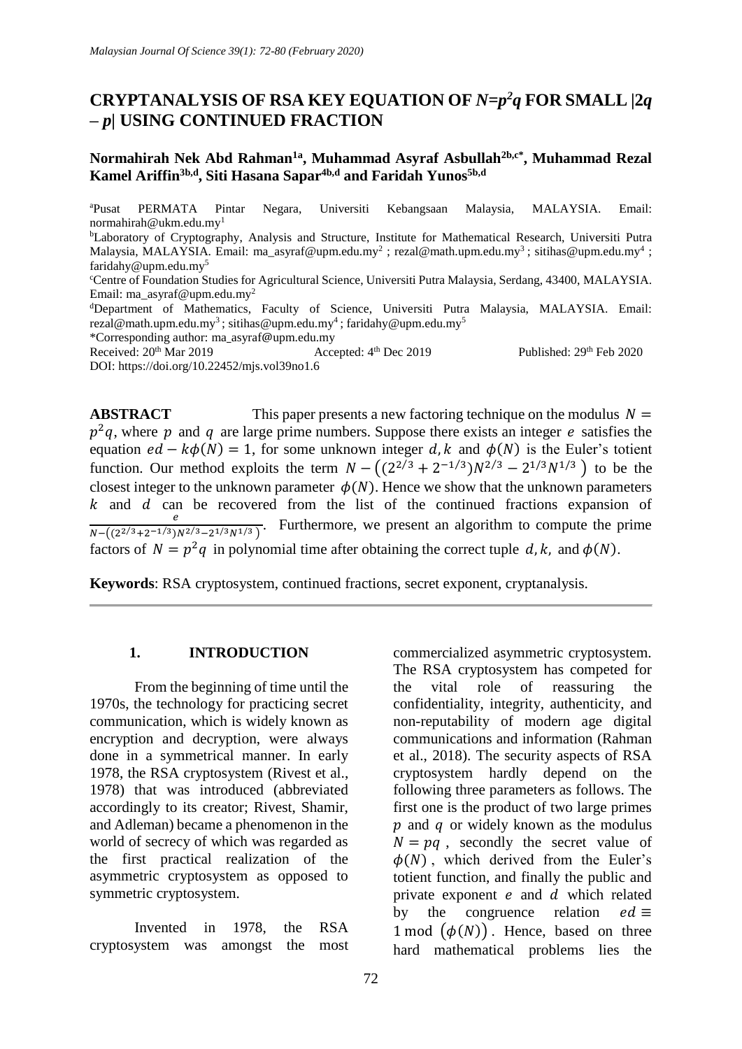# CRYPTANALYSIS OF RSA KEY EQUATION OF $N=p^2q$ FOR SMALL $|2q - p|$ USING CONTINUED FRACTION

**Normahirah Nek Abd Rahman[1a], Muhammad Asyraf Asbullah[2b,c*], Muhammad Rezal Kamel Ariffin[3b,d], Siti Hasana Sapar[4b,d] and Faridah Yunos[5b,d]**

[a]Pusat PERMATA Pintar Negara, Universiti Kebangsaan Malaysia, MALAYSIA. Email: normahirah@ukm.edu.my[1]

[b]Laboratory of Cryptography, Analysis and Structure, Institute for Mathematical Research, Universiti Putra Malaysia, MALAYSIA. Email: ma_asyraf@upm.edu.my[2] ; rezal@math.upm.edu.my[3] ; sitihas@upm.edu.my[4] ; faridahy@upm.edu.my[5]

[c]Centre of Foundation Studies for Agricultural Science, Universiti Putra Malaysia, Serdang, 43400, MALAYSIA. Email: ma_asyraf@upm.edu.my[2]

[d]Department of Mathematics, Faculty of Science, Universiti Putra Malaysia, MALAYSIA. Email: rezal@math.upm.edu.my[3] ; sitihas@upm.edu.my[4] ; faridahy@upm.edu.my[5]

*Corresponding author: ma_asyraf@upm.edu.my

Received: 20th Mar 2019 Accepted: 4th Dec 2019 Published: 29th Feb 2020

DOI: https://doi.org/10.22452/mjs.vol39no1.6

**ABSTRACT** This paper presents a new factoring technique on the modulus $N = p^2q$, where $p$ and $q$ are large prime numbers. Suppose there exists an integer $e$ satisfies the equation $ed - k\phi(N) = 1$, for some unknown integer $d, k$ and $\phi(N)$ is the Euler's totient function. Our method exploits the term $N - \left((2^{2/3} + 2^{-1/3})N^{2/3} - 2^{1/3}N^{1/3}\right)$ to be the closest integer to the unknown parameter $\phi(N)$. Hence we show that the unknown parameters $k$ and $d$ can be recovered from the list of the continued fractions expansion of $\frac{e}{N-\left((2^{2/3}+2^{-1/3})N^{2/3}-2^{1/3}N^{1/3}\right)}$. Furthermore, we present an algorithm to compute the prime factors of $N = p^2q$ in polynomial time after obtaining the correct tuple $d, k,$ and $\phi(N)$.

**Keywords**: RSA cryptosystem, continued fractions, secret exponent, cryptanalysis.

## 1. INTRODUCTION

From the beginning of time until the 1970s, the technology for practicing secret communication, which is widely known as encryption and decryption, were always done in a symmetrical manner. In early 1978, the RSA cryptosystem (Rivest et al., 1978) that was introduced (abbreviated accordingly to its creator; Rivest, Shamir, and Adleman) became a phenomenon in the world of secrecy of which was regarded as the first practical realization of the asymmetric cryptosystem as opposed to symmetric cryptosystem.

Invented in 1978, the RSA cryptosystem was amongst the most commercialized asymmetric cryptosystem. The RSA cryptosystem has competed for the vital role of reassuring the confidentiality, integrity, authenticity, and non-reputability of modern age digital communications and information (Rahman et al., 2018). The security aspects of RSA cryptosystem hardly depend on the following three parameters as follows. The first one is the product of two large primes $p$ and $q$ or widely known as the modulus $N = pq$ , secondly the secret value of $\phi(N)$, which derived from the Euler's totient function, and finally the public and private exponent $e$ and $d$ which related by the congruence relation $ed \equiv 1 \bmod \left(\phi(N)\right)$. Hence, based on three hard mathematical problems lies the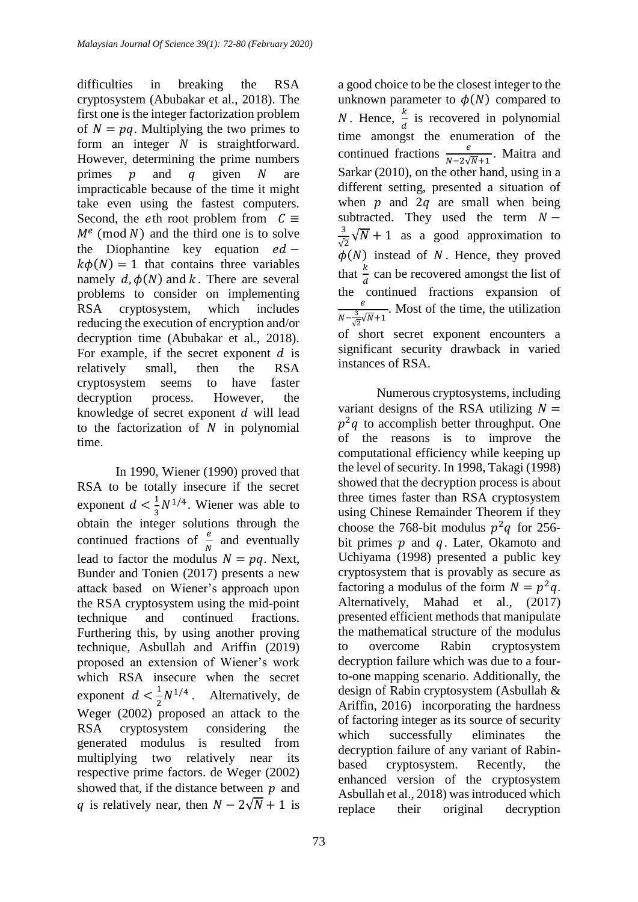difficulties in breaking the RSA cryptosystem (Abubakar et al., 2018). The first one is the integer factorization problem of $N = pq$. Multiplying the two primes to form an integer $N$ is straightforward. However, determining the prime numbers primes $p$ and $q$ given $N$ are impracticable because of the time it might take even using the fastest computers. Second, the $e$th root problem from $C \equiv M^e \pmod N$ and the third one is to solve the Diophantine key equation $ed - k\phi(N) = 1$ that contains three variables namely $d, \phi(N)$ and $k$. There are several problems to consider on implementing RSA cryptosystem, which includes reducing the execution of encryption and/or decryption time (Abubakar et al., 2018). For example, if the secret exponent $d$ is relatively small, then the RSA cryptosystem seems to have faster decryption process. However, the knowledge of secret exponent $d$ will lead to the factorization of $N$ in polynomial time.

In 1990, Wiener (1990) proved that RSA to be totally insecure if the secret exponent $d < \frac{1}{3}N^{1/4}$. Wiener was able to obtain the integer solutions through the continued fractions of $\frac{e}{N}$ and eventually lead to factor the modulus $N = pq$. Next, Bunder and Tonien (2017) presents a new attack based on Wiener's approach upon the RSA cryptosystem using the mid-point technique and continued fractions. Furthering this, by using another proving technique, Asbullah and Ariffin (2019) proposed an extension of Wiener's work which RSA insecure when the secret exponent $d < \frac{1}{2}N^{1/4}$. Alternatively, de Weger (2002) proposed an attack to the RSA cryptosystem considering the generated modulus is resulted from multiplying two relatively near its respective prime factors. de Weger (2002) showed that, if the distance between $p$ and $q$ is relatively near, then $N - 2\sqrt{N} + 1$ is a good choice to be the closest integer to the unknown parameter to $\phi(N)$ compared to $N$. Hence, $\frac{k}{d}$ is recovered in polynomial time amongst the enumeration of the continued fractions $\frac{e}{N-2\sqrt{N}+1}$. Maitra and Sarkar (2010), on the other hand, using in a different setting, presented a situation of when $p$ and $2q$ are small when being subtracted. They used the term $N - \frac{3}{\sqrt{2}}\sqrt{N} + 1$ as a good approximation to $\phi(N)$ instead of $N$. Hence, they proved that $\frac{k}{d}$ can be recovered amongst the list of the continued fractions expansion of $\frac{e}{N-\frac{3}{\sqrt{2}}\sqrt{N}+1}$. Most of the time, the utilization of short secret exponent encounters a significant security drawback in varied instances of RSA.

Numerous cryptosystems, including variant designs of the RSA utilizing $N = p^2q$ to accomplish better throughput. One of the reasons is to improve the computational efficiency while keeping up the level of security. In 1998, Takagi (1998) showed that the decryption process is about three times faster than RSA cryptosystem using Chinese Remainder Theorem if they choose the 768-bit modulus $p^2q$ for 256-bit primes $p$ and $q$. Later, Okamoto and Uchiyama (1998) presented a public key cryptosystem that is provably as secure as factoring a modulus of the form $N = p^2q$. Alternatively, Mahad et al., (2017) presented efficient methods that manipulate the mathematical structure of the modulus to overcome Rabin cryptosystem decryption failure which was due to a four-to-one mapping scenario. Additionally, the design of Rabin cryptosystem (Asbullah & Ariffin, 2016) incorporating the hardness of factoring integer as its source of security which successfully eliminates the decryption failure of any variant of Rabin-based cryptosystem. Recently, the enhanced version of the cryptosystem Asbullah et al., 2018) was introduced which replace their original decryption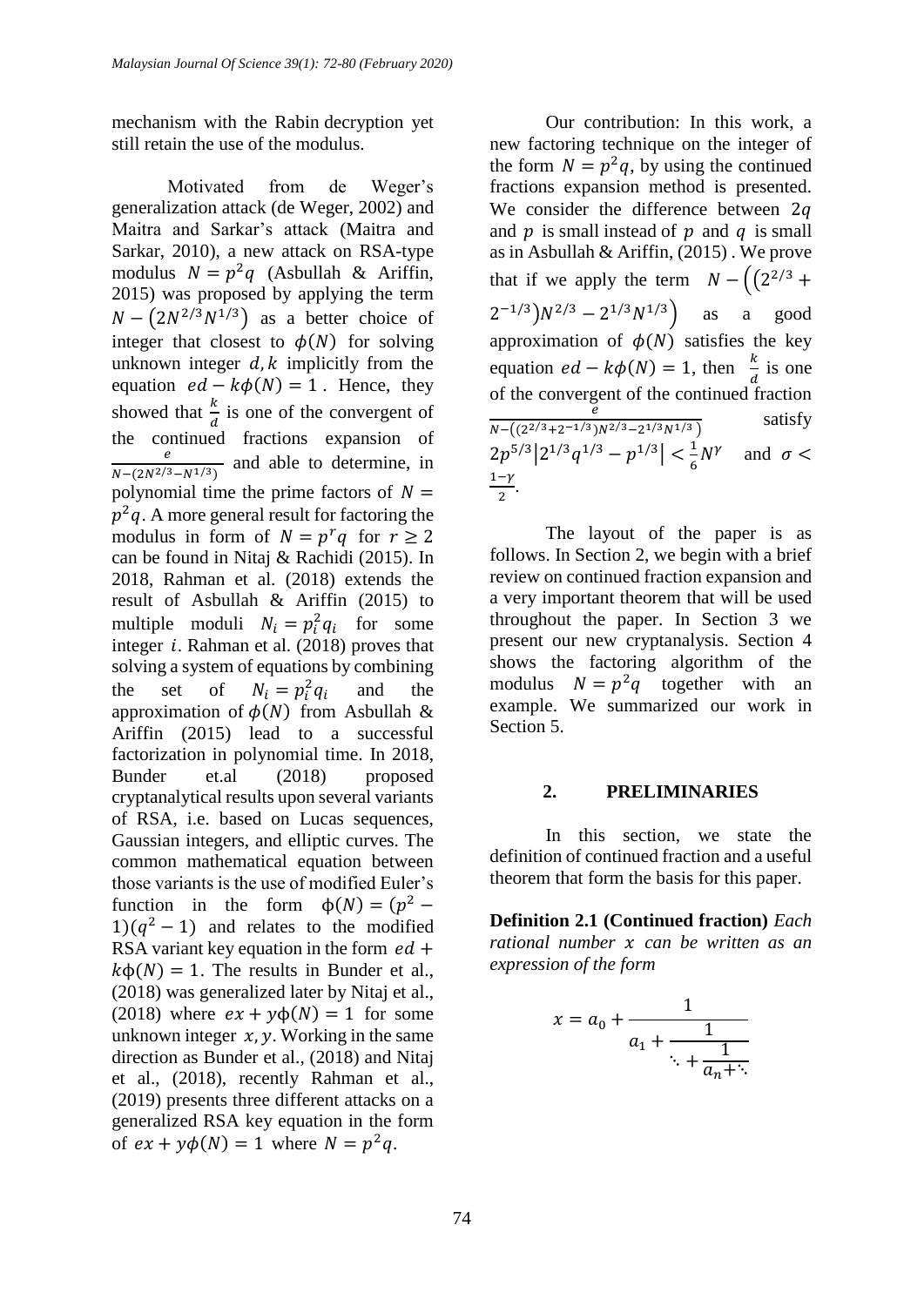mechanism with the Rabin decryption yet still retain the use of the modulus.

Motivated from de Weger's generalization attack (de Weger, 2002) and Maitra and Sarkar's attack (Maitra and Sarkar, 2010), a new attack on RSA-type modulus $N = p^2q$ (Asbullah & Ariffin, 2015) was proposed by applying the term $N - (2N^{2/3}N^{1/3})$ as a better choice of integer that closest to $\phi(N)$ for solving unknown integer $d, k$ implicitly from the equation $ed - k\phi(N) = 1$. Hence, they showed that $\frac{k}{d}$ is one of the convergent of the continued fractions expansion of $\frac{e}{N-(2N^{2/3}-N^{1/3})}$ and able to determine, in polynomial time the prime factors of $N = p^2q$. A more general result for factoring the modulus in form of $N = p^rq$ for $r \geq 2$ can be found in Nitaj & Rachidi (2015). In 2018, Rahman et al. (2018) extends the result of Asbullah & Ariffin (2015) to multiple moduli $N_i = p_i^2q_i$ for some integer $i$. Rahman et al. (2018) proves that solving a system of equations by combining the set of $N_i = p_i^2q_i$ and the approximation of $\phi(N)$ from Asbullah & Ariffin (2015) lead to a successful factorization in polynomial time. In 2018, Bunder et.al (2018) proposed cryptanalytical results upon several variants of RSA, i.e. based on Lucas sequences, Gaussian integers, and elliptic curves. The common mathematical equation between those variants is the use of modified Euler's function in the form $\phi(N) = (p^2 - 1)(q^2 - 1)$ and relates to the modified RSA variant key equation in the form $ed + k\phi(N) = 1$. The results in Bunder et al., (2018) was generalized later by Nitaj et al., (2018) where $ex + y\phi(N) = 1$ for some unknown integer $x, y$. Working in the same direction as Bunder et al., (2018) and Nitaj et al., (2018), recently Rahman et al., (2019) presents three different attacks on a generalized RSA key equation in the form of $ex + y\phi(N) = 1$ where $N = p^2q$.

Our contribution: In this work, a new factoring technique on the integer of the form $N = p^2q$, by using the continued fractions expansion method is presented. We consider the difference between $2q$ and $p$ is small instead of $p$ and $q$ is small as in Asbullah & Ariffin, (2015) . We prove that if we apply the term $N - \left((2^{2/3} + 2^{-1/3})N^{2/3} - 2^{1/3}N^{1/3}\right)$ as a good approximation of $\phi(N)$ satisfies the key equation $ed - k\phi(N) = 1$, then $\frac{k}{d}$ is one of the convergent of the continued fraction $\frac{e}{N-((2^{2/3}+2^{-1/3})N^{2/3}-2^{1/3}N^{1/3})}$ satisfy $2p^{5/3}\left|2^{1/3}q^{1/3} - p^{1/3}\right| < \frac{1}{6}N^{\gamma}$ and $\sigma < \frac{1-\gamma}{2}$.

The layout of the paper is as follows. In Section 2, we begin with a brief review on continued fraction expansion and a very important theorem that will be used throughout the paper. In Section 3 we present our new cryptanalysis. Section 4 shows the factoring algorithm of the modulus $N = p^2q$ together with an example. We summarized our work in Section 5.

## 2. PRELIMINARIES

In this section, we state the definition of continued fraction and a useful theorem that form the basis for this paper.

**Definition 2.1 (Continued fraction)** *Each rational number $x$ can be written as an expression of the form*

$$x = a_0 + \cfrac{1}{a_1 + \cfrac{1}{\ddots + \cfrac{1}{a_n + \ddots}}}$$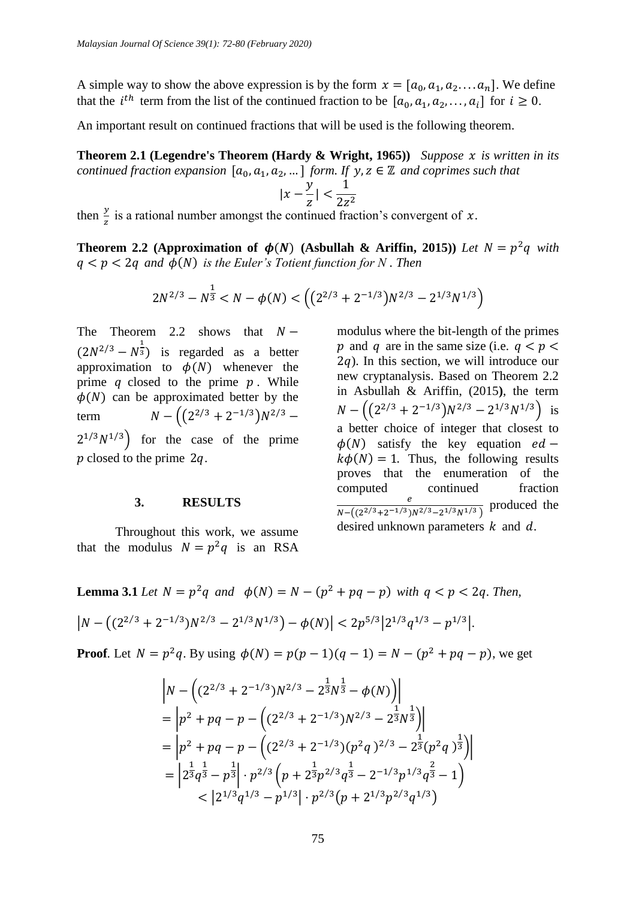A simple way to show the above expression is by the form $x = [a_0, a_1, a_2 .... a_n]$. We define that the $i^{th}$ term from the list of the continued fraction to be $[a_0, a_1, a_2, ..., a_i]$ for $i \geq 0$.

An important result on continued fractions that will be used is the following theorem.

**Theorem 2.1 (Legendre's Theorem (Hardy & Wright, 1965))** *Suppose $x$ is written in its continued fraction expansion $[a_0, a_1, a_2, ...]$ form. If $y, z \in \mathbb{Z}$ and coprimes such that*

$$|x - \frac{y}{z}| < \frac{1}{2z^2}$$

then $\frac{y}{z}$ is a rational number amongst the continued fraction's convergent of $x$.

**Theorem 2.2 (Approximation of $\phi(N)$ (Asbullah & Ariffin, 2015))** *Let $N = p^2 q$ with $q < p < 2q$ and $\phi(N)$ is the Euler's Totient function for $N$. Then*

$$2N^{2/3} - N^{\frac{1}{3}} < N - \phi(N) < \left((2^{2/3} + 2^{-1/3})N^{2/3} - 2^{1/3}N^{1/3}\right)$$

The Theorem 2.2 shows that $N - (2N^{2/3} - N^{\frac{1}{3}})$ is regarded as a better approximation to $\phi(N)$ whenever the prime $q$ closed to the prime $p$. While $\phi(N)$ can be approximated better by the term $N - \left((2^{2/3} + 2^{-1/3})N^{2/3} - 2^{1/3}N^{1/3}\right)$ for the case of the prime $p$ closed to the prime $2q$.

## 3. RESULTS

Throughout this work, we assume that the modulus $N = p^2 q$ is an RSA modulus where the bit-length of the primes $p$ and $q$ are in the same size (i.e. $q < p < 2q$). In this section, we will introduce our new cryptanalysis. Based on Theorem 2.2 in Asbullah & Ariffin, (2015), the term $N - \left((2^{2/3} + 2^{-1/3})N^{2/3} - 2^{1/3}N^{1/3}\right)$ is a better choice of integer that closest to $\phi(N)$ satisfy the key equation $ed - k\phi(N) = 1$. Thus, the following results proves that the enumeration of the computed continued fraction $\frac{e}{N - \left((2^{2/3} + 2^{-1/3})N^{2/3} - 2^{1/3}N^{1/3}\right)}$ produced the desired unknown parameters $k$ and $d$.

**Lemma 3.1** *Let $N = p^2 q$ and $\phi(N) = N - (p^2 + pq - p)$ with $q < p < 2q$. Then,*

$$\left|N - \left((2^{2/3} + 2^{-1/3})N^{2/3} - 2^{1/3}N^{1/3}\right) - \phi(N)\right| < 2p^{5/3}\left|2^{1/3}q^{1/3} - p^{1/3}\right|.$$

**Proof**. Let $N = p^2 q$. By using $\phi(N) = p(p-1)(q-1) = N - (p^2 + pq - p)$, we get

$$\begin{aligned}
&\left|N - \left((2^{2/3} + 2^{-1/3})N^{2/3} - 2^{\frac{1}{3}}N^{\frac{1}{3}} - \phi(N)\right)\right| \\
&= \left|p^2 + pq - p - \left((2^{2/3} + 2^{-1/3})N^{2/3} - 2^{\frac{1}{3}}N^{\frac{1}{3}}\right)\right| \\
&= \left|p^2 + pq - p - \left((2^{2/3} + 2^{-1/3})(p^2 q)^{2/3} - 2^{\frac{1}{3}}(p^2 q)^{\frac{1}{3}}\right)\right| \\
&= \left|2^{\frac{1}{3}}q^{\frac{1}{3}} - p^{\frac{1}{3}}\right| \cdot p^{2/3}\left(p + 2^{\frac{1}{3}}p^{2/3}q^{\frac{1}{3}} - 2^{-1/3}p^{1/3}q^{\frac{2}{3}} - 1\right) \\
&< \left|2^{1/3}q^{1/3} - p^{1/3}\right| \cdot p^{2/3}\left(p + 2^{1/3}p^{2/3}q^{1/3}\right)
\end{aligned}$$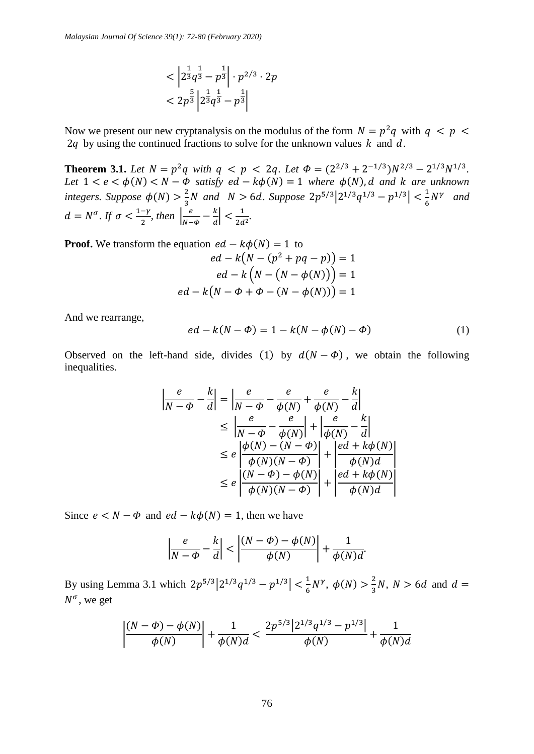$$< \left|2^{\frac{1}{3}}q^{\frac{1}{3}} - p^{\frac{1}{3}}\right| \cdot p^{2/3} \cdot 2p$$
$$< 2p^{\frac{5}{3}}\left|2^{\frac{1}{3}}q^{\frac{1}{3}} - p^{\frac{1}{3}}\right|$$

Now we present our new cryptanalysis on the modulus of the form $N = p^2q$ with $q < p < 2q$ by using the continued fractions to solve for the unknown values $k$ and $d$.

**Theorem 3.1.** *Let $N = p^2q$ with $q < p < 2q$. Let $\Phi = (2^{2/3} + 2^{-1/3})N^{2/3} - 2^{1/3}N^{1/3}$. Let $1 < e < \phi(N) < N - \Phi$ satisfy $ed - k\phi(N) = 1$ where $\phi(N), d$ and $k$ are unknown integers. Suppose $\phi(N) > \frac{2}{3}N$ and $N > 6d$. Suppose $2p^{5/3}|2^{1/3}q^{1/3} - p^{1/3}| < \frac{1}{6}N^{\gamma}$ and $d = N^{\sigma}$. If $\sigma < \frac{1-\gamma}{2}$, then $\left|\frac{e}{N-\Phi} - \frac{k}{d}\right| < \frac{1}{2d^2}$.*

**Proof.** We transform the equation $ed - k\phi(N) = 1$ to

$$ed - k\left(N - (p^2 + pq - p)\right) = 1$$
$$ed - k\left(N - \left(N - \phi(N)\right)\right) = 1$$
$$ed - k\left(N - \Phi + \Phi - (N - \phi(N))\right) = 1$$

And we rearrange,

$$ed - k(N - \Phi) = 1 - k(N - \phi(N) - \Phi) \tag{1}$$

Observed on the left-hand side, divides (1) by $d(N - \Phi)$, we obtain the following inequalities.

$$\begin{aligned}
\left|\frac{e}{N-\Phi} - \frac{k}{d}\right| &= \left|\frac{e}{N-\Phi} - \frac{e}{\phi(N)} + \frac{e}{\phi(N)} - \frac{k}{d}\right| \\
&\leq \left|\frac{e}{N-\Phi} - \frac{e}{\phi(N)}\right| + \left|\frac{e}{\phi(N)} - \frac{k}{d}\right| \\
&\leq e\left|\frac{\phi(N) - (N - \Phi)}{\phi(N)(N-\Phi)}\right| + \left|\frac{ed + k\phi(N)}{\phi(N)d}\right| \\
&\leq e\left|\frac{(N - \Phi) - \phi(N)}{\phi(N)(N-\Phi)}\right| + \left|\frac{ed + k\phi(N)}{\phi(N)d}\right|
\end{aligned}$$

Since $e < N - \Phi$ and $ed - k\phi(N) = 1$, then we have

$$\left|\frac{e}{N-\Phi} - \frac{k}{d}\right| < \left|\frac{(N-\Phi) - \phi(N)}{\phi(N)}\right| + \frac{1}{\phi(N)d}.$$

By using Lemma 3.1 which $2p^{5/3}|2^{1/3}q^{1/3} - p^{1/3}| < \frac{1}{6}N^{\gamma}$, $\phi(N) > \frac{2}{3}N$, $N > 6d$ and $d = N^{\sigma}$, we get

$$\left|\frac{(N-\Phi) - \phi(N)}{\phi(N)}\right| + \frac{1}{\phi(N)d} < \frac{2p^{5/3}|2^{1/3}q^{1/3} - p^{1/3}|}{\phi(N)} + \frac{1}{\phi(N)d}$$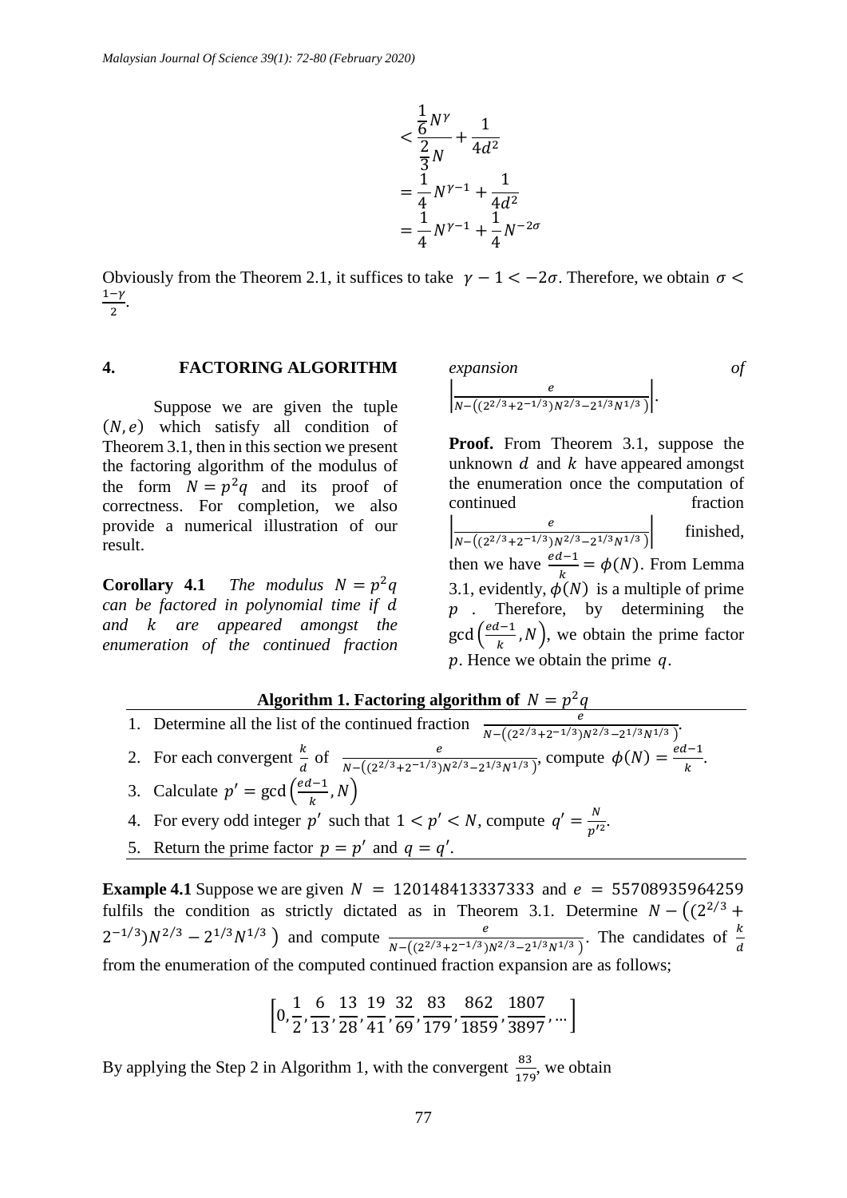$$< \frac{\frac{1}{6}N^{\gamma}}{\frac{2}{3}N} + \frac{1}{4d^2}$$
$$= \frac{1}{4}N^{\gamma-1} + \frac{1}{4d^2}$$
$$= \frac{1}{4}N^{\gamma-1} + \frac{1}{4}N^{-2\sigma}$$

Obviously from the Theorem 2.1, it suffices to take $\gamma - 1 < -2\sigma$. Therefore, we obtain $\sigma < \frac{1-\gamma}{2}$.

## 4. FACTORING ALGORITHM

Suppose we are given the tuple $(N, e)$ which satisfy all condition of Theorem 3.1, then in this section we present the factoring algorithm of the modulus of the form $N = p^2 q$ and its proof of correctness. For completion, we also provide a numerical illustration of our result.

**Corollary 4.1** *The modulus $N = p^2 q$ can be factored in polynomial time if $d$ and $k$ are appeared amongst the enumeration of the continued fraction expansion of* $\left|\frac{e}{N-\left((2^{2/3}+2^{-1/3})N^{2/3}-2^{1/3}N^{1/3}\right)}\right|$.

**Proof.** From Theorem 3.1, suppose the unknown $d$ and $k$ have appeared amongst the enumeration once the computation of continued fraction $\left|\frac{e}{N-\left((2^{2/3}+2^{-1/3})N^{2/3}-2^{1/3}N^{1/3}\right)}\right|$ finished, then we have $\frac{ed-1}{k} = \phi(N)$. From Lemma 3.1, evidently, $\phi(N)$ is a multiple of prime $p$. Therefore, by determining the $\gcd\left(\frac{ed-1}{k}, N\right)$, we obtain the prime factor $p$. Hence we obtain the prime $q$.

**Algorithm 1. Factoring algorithm of $N = p^2 q$**

1. Determine all the list of the continued fraction $\frac{e}{N-\left((2^{2/3}+2^{-1/3})N^{2/3}-2^{1/3}N^{1/3}\right)}$.
2. For each convergent $\frac{k}{d}$ of $\frac{e}{N-\left((2^{2/3}+2^{-1/3})N^{2/3}-2^{1/3}N^{1/3}\right)}$, compute $\phi(N) = \frac{ed-1}{k}$.
3. Calculate $p' = \gcd\left(\frac{ed-1}{k}, N\right)$
4. For every odd integer $p'$ such that $1 < p' < N$, compute $q' = \frac{N}{p'^2}$.
5. Return the prime factor $p = p'$ and $q = q'$.

**Example 4.1** Suppose we are given $N = 120148413337333$ and $e = 55708935964259$ fulfils the condition as strictly dictated as in Theorem 3.1. Determine $N - \left((2^{2/3} + 2^{-1/3})N^{2/3} - 2^{1/3}N^{1/3}\right)$ and compute $\frac{e}{N-\left((2^{2/3}+2^{-1/3})N^{2/3}-2^{1/3}N^{1/3}\right)}$. The candidates of $\frac{k}{d}$ from the enumeration of the computed continued fraction expansion are as follows;

$$\left[0, \frac{1}{2}, \frac{6}{13}, \frac{13}{28}, \frac{19}{41}, \frac{32}{69}, \frac{83}{179}, \frac{862}{1859}, \frac{1807}{3897}, \dots\right]$$

By applying the Step 2 in Algorithm 1, with the convergent $\frac{83}{179}$, we obtain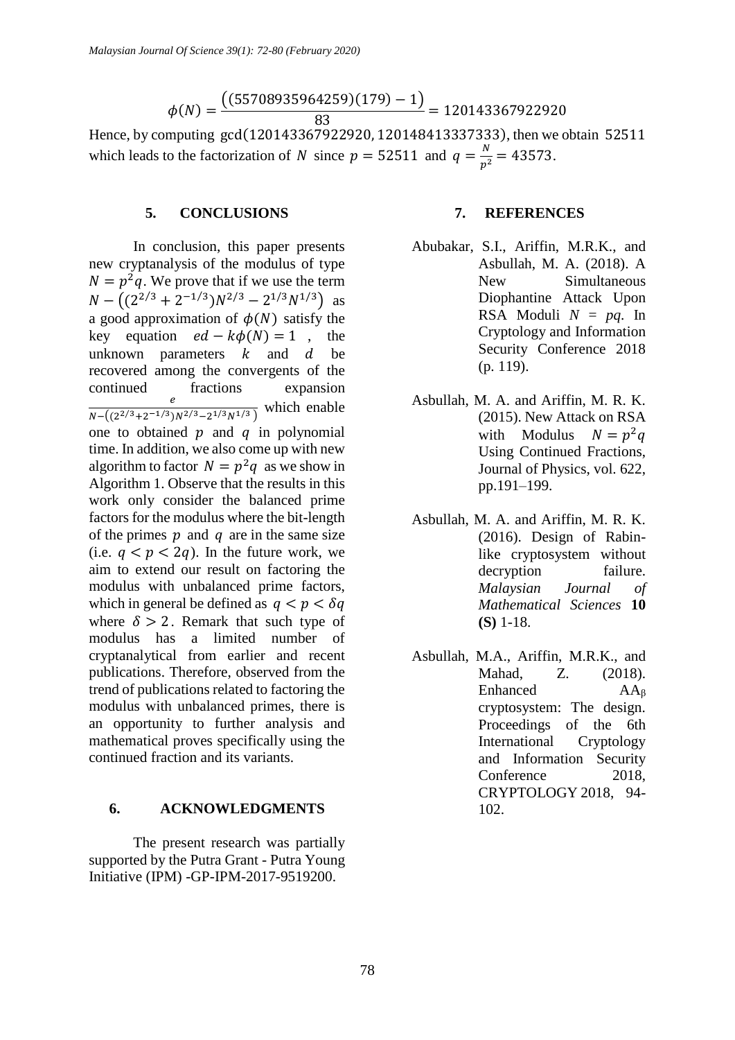$$\phi(N) = \frac{\big((55708935964259)(179) - 1\big)}{83} = 120143367922920$$

Hence, by computing $\gcd(120143367922920, 120148413337333)$, then we obtain $52511$ which leads to the factorization of $N$ since $p = 52511$ and $q = \frac{N}{p^2} = 43573$.

## 5. CONCLUSIONS

In conclusion, this paper presents new cryptanalysis of the modulus of type $N = p^2 q$. We prove that if we use the term $N - \big((2^{2/3} + 2^{-1/3})N^{2/3} - 2^{1/3}N^{1/3}\big)$ as a good approximation of $\phi(N)$ satisfy the key equation $ed - k\phi(N) = 1$, the unknown parameters $k$ and $d$ be recovered among the convergents of the continued fractions expansion $\frac{e}{N - \left((2^{2/3} + 2^{-1/3})N^{2/3} - 2^{1/3}N^{1/3}\right)}$ which enable one to obtained $p$ and $q$ in polynomial time. In addition, we also come up with new algorithm to factor $N = p^2 q$ as we show in Algorithm 1. Observe that the results in this work only consider the balanced prime factors for the modulus where the bit-length of the primes $p$ and $q$ are in the same size (i.e. $q < p < 2q$). In the future work, we aim to extend our result on factoring the modulus with unbalanced prime factors, which in general be defined as $q < p < \delta q$ where $\delta > 2$. Remark that such type of modulus has a limited number of cryptanalytical from earlier and recent publications. Therefore, observed from the trend of publications related to factoring the modulus with unbalanced primes, there is an opportunity to further analysis and mathematical proves specifically using the continued fraction and its variants.

## 6. ACKNOWLEDGMENTS

The present research was partially supported by the Putra Grant - Putra Young Initiative (IPM) -GP-IPM-2017-9519200.

## 7. REFERENCES

Abubakar, S.I., Ariffin, M.R.K., and Asbullah, M. A. (2018). A New Simultaneous Diophantine Attack Upon RSA Moduli $N = pq$. In Cryptology and Information Security Conference 2018 (p. 119).

Asbullah, M. A. and Ariffin, M. R. K. (2015). New Attack on RSA with Modulus $N = p^2 q$ Using Continued Fractions, Journal of Physics, vol. 622, pp.191–199.

Asbullah, M. A. and Ariffin, M. R. K. (2016). Design of Rabin-like cryptosystem without decryption failure. *Malaysian Journal of Mathematical Sciences* **10 (S)** 1-18.

Asbullah, M.A., Ariffin, M.R.K., and Mahad, Z. (2018). Enhanced $AA_\beta$ cryptosystem: The design. Proceedings of the 6th International Cryptology and Information Security Conference 2018, CRYPTOLOGY 2018, 94-102.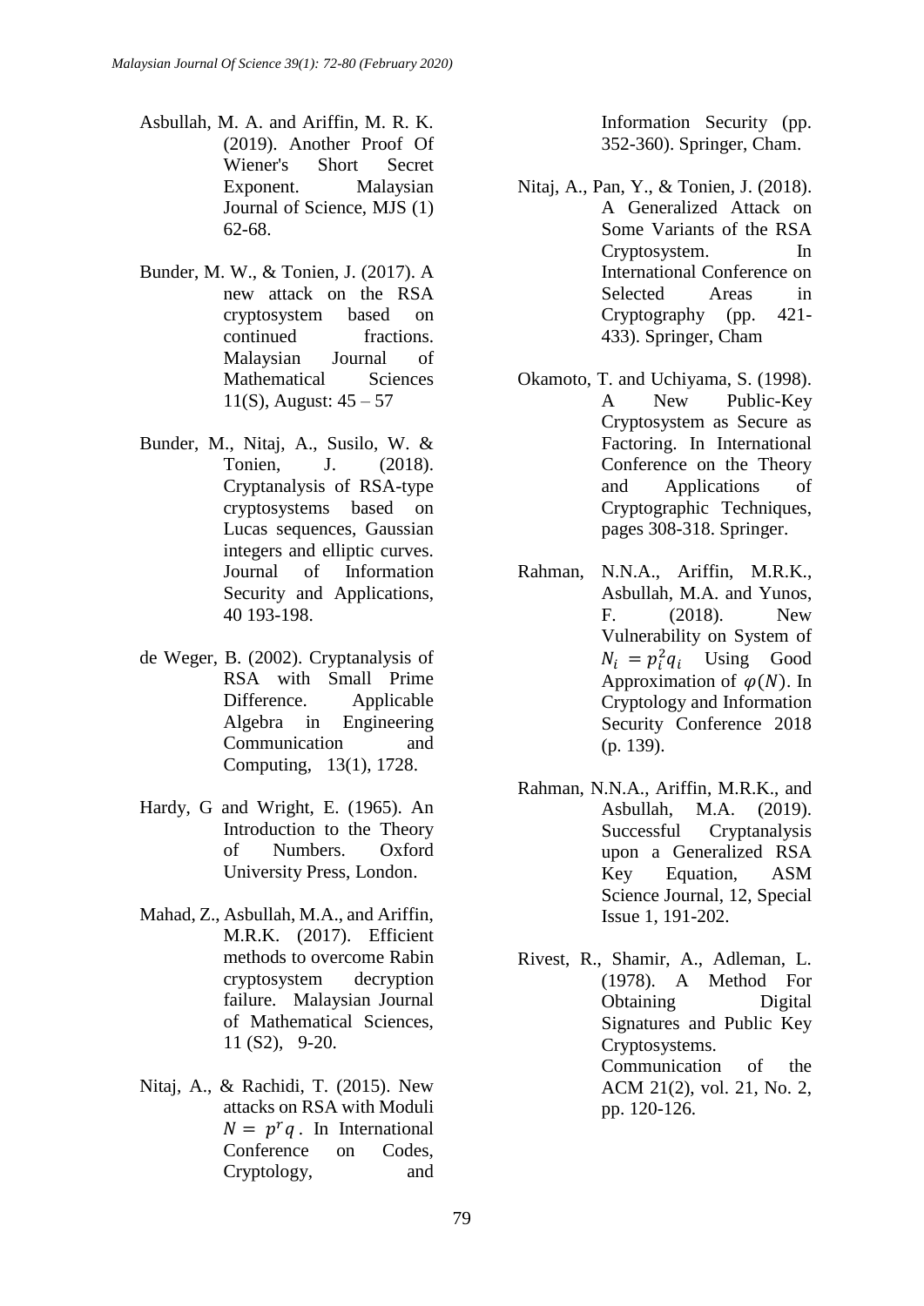Asbullah, M. A. and Ariffin, M. R. K. (2019). Another Proof Of Wiener's Short Secret Exponent. Malaysian Journal of Science, MJS (1) 62-68.

Bunder, M. W., & Tonien, J. (2017). A new attack on the RSA cryptosystem based on continued fractions. Malaysian Journal of Mathematical Sciences 11(S), August: 45 – 57

Bunder, M., Nitaj, A., Susilo, W. & Tonien, J. (2018). Cryptanalysis of RSA-type cryptosystems based on Lucas sequences, Gaussian integers and elliptic curves. Journal of Information Security and Applications, 40 193-198.

de Weger, B. (2002). Cryptanalysis of RSA with Small Prime Difference. Applicable Algebra in Engineering Communication and Computing, 13(1), 1728.

Hardy, G and Wright, E. (1965). An Introduction to the Theory of Numbers. Oxford University Press, London.

Mahad, Z., Asbullah, M.A., and Ariffin, M.R.K. (2017). Efficient methods to overcome Rabin cryptosystem decryption failure. Malaysian Journal of Mathematical Sciences, 11 (S2), 9-20.

Nitaj, A., & Rachidi, T. (2015). New attacks on RSA with Moduli $N = p^r q$. In International Conference on Codes, Cryptology, and Information Security (pp. 352-360). Springer, Cham.

Nitaj, A., Pan, Y., & Tonien, J. (2018). A Generalized Attack on Some Variants of the RSA Cryptosystem. In International Conference on Selected Areas in Cryptography (pp. 421-433). Springer, Cham

Okamoto, T. and Uchiyama, S. (1998). A New Public-Key Cryptosystem as Secure as Factoring. In International Conference on the Theory and Applications of Cryptographic Techniques, pages 308-318. Springer.

Rahman, N.N.A., Ariffin, M.R.K., Asbullah, M.A. and Yunos, F. (2018). New Vulnerability on System of $N_i = p_i^2 q_i$ Using Good Approximation of $\varphi(N)$. In Cryptology and Information Security Conference 2018 (p. 139).

Rahman, N.N.A., Ariffin, M.R.K., and Asbullah, M.A. (2019). Successful Cryptanalysis upon a Generalized RSA Key Equation, ASM Science Journal, 12, Special Issue 1, 191-202.

Rivest, R., Shamir, A., Adleman, L. (1978). A Method For Obtaining Digital Signatures and Public Key Cryptosystems. Communication of the ACM 21(2), vol. 21, No. 2, pp. 120-126.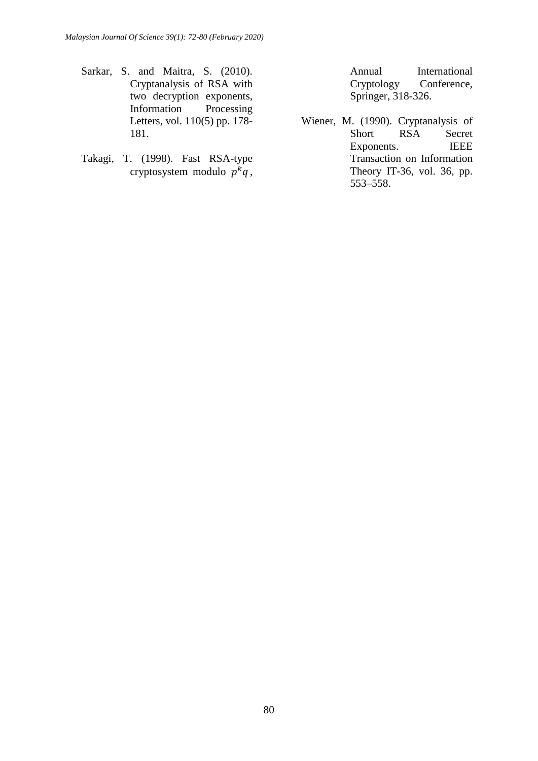Sarkar, S. and Maitra, S. (2010). Cryptanalysis of RSA with two decryption exponents, Information Processing Letters, vol. 110(5) pp. 178-181.

Takagi, T. (1998). Fast RSA-type cryptosystem modulo $p^k q$, Annual International Cryptology Conference, Springer, 318-326.

Wiener, M. (1990). Cryptanalysis of Short RSA Secret Exponents. IEEE Transaction on Information Theory IT-36, vol. 36, pp. 553–558.